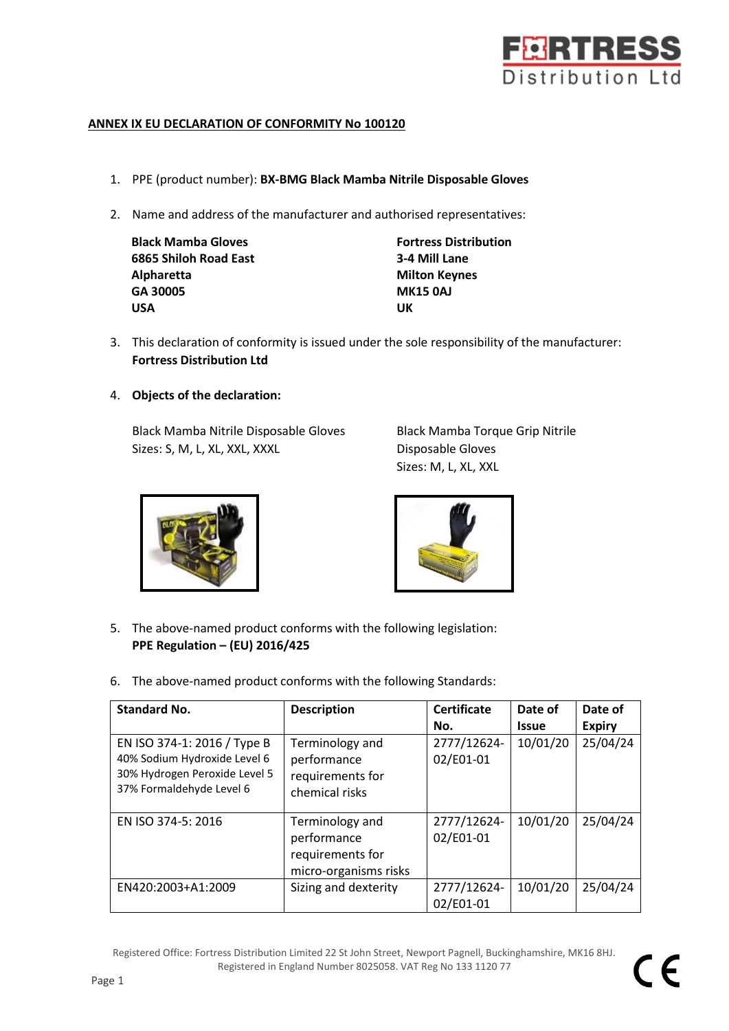**ANNEX IX EU DECLARATION OF CONFORMITY No 100120**

1. PPE (product number): **BX-BMG Black Mamba Nitrile Disposable Gloves**

2. Name and address of the manufacturer and authorised representatives:

   **Black Mamba Gloves**
   **6865 Shiloh Road East**
   **Alpharetta**
   **GA 30005**
   **USA**

   **Fortress Distribution**
   **3-4 Mill Lane**
   **Milton Keynes**
   **MK15 0AJ**
   **UK**

3. This declaration of conformity is issued under the sole responsibility of the manufacturer: **Fortress Distribution Ltd**

4. **Objects of the declaration:**

   Black Mamba Nitrile Disposable Gloves
   Sizes: S, M, L, XL, XXL, XXXL

   Black Mamba Torque Grip Nitrile Disposable Gloves
   Sizes: M, L, XL, XXL

5. The above-named product conforms with the following legislation:
   **PPE Regulation – (EU) 2016/425**

6. The above-named product conforms with the following Standards:

| Standard No. | Description | Certificate No. | Date of Issue | Date of Expiry |
|---|---|---|---|---|
| EN ISO 374-1: 2016 / Type B<br>40% Sodium Hydroxide Level 6<br>30% Hydrogen Peroxide Level 5<br>37% Formaldehyde Level 6 | Terminology and performance requirements for chemical risks | 2777/12624-02/E01-01 | 10/01/20 | 25/04/24 |
| EN ISO 374-5: 2016 | Terminology and performance requirements for micro-organisms risks | 2777/12624-02/E01-01 | 10/01/20 | 25/04/24 |
| EN420:2003+A1:2009 | Sizing and dexterity | 2777/12624-02/E01-01 | 10/01/20 | 25/04/24 |

Registered Office: Fortress Distribution Limited 22 St John Street, Newport Pagnell, Buckinghamshire, MK16 8HJ. Registered in England Number 8025058. VAT Reg No 133 1120 77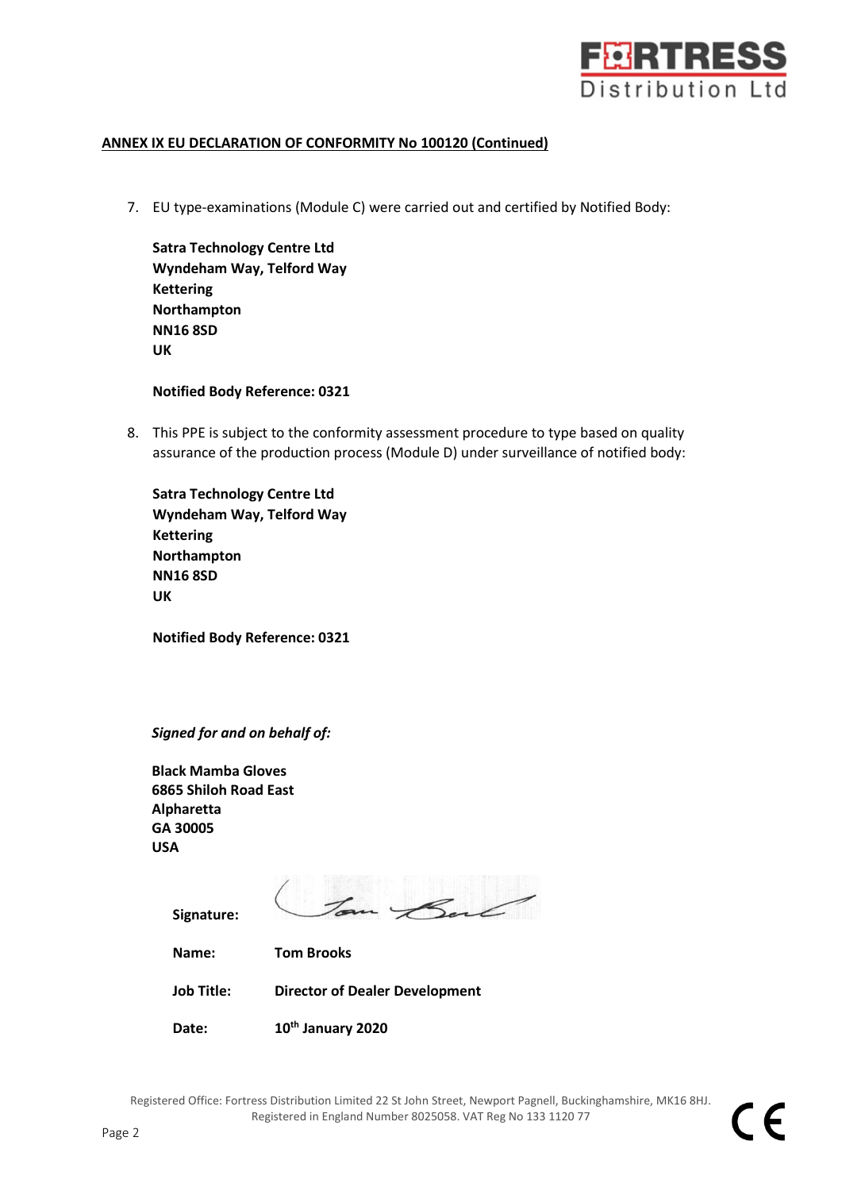**ANNEX IX EU DECLARATION OF CONFORMITY No 100120 (Continued)**

7. EU type-examinations (Module C) were carried out and certified by Notified Body:

   **Satra Technology Centre Ltd**
   **Wyndeham Way, Telford Way**
   **Kettering**
   **Northampton**
   **NN16 8SD**
   **UK**

   **Notified Body Reference: 0321**

8. This PPE is subject to the conformity assessment procedure to type based on quality assurance of the production process (Module D) under surveillance of notified body:

   **Satra Technology Centre Ltd**
   **Wyndeham Way, Telford Way**
   **Kettering**
   **Northampton**
   **NN16 8SD**
   **UK**

   **Notified Body Reference: 0321**

***Signed for and on behalf of:***

**Black Mamba Gloves**
**6865 Shiloh Road East**
**Alpharetta**
**GA 30005**
**USA**

| | |
|---|---|
| **Signature:** | |
| **Name:** | **Tom Brooks** |
| **Job Title:** | **Director of Dealer Development** |
| **Date:** | **10th January 2020** |

Registered Office: Fortress Distribution Limited 22 St John Street, Newport Pagnell, Buckinghamshire, MK16 8HJ.
Registered in England Number 8025058. VAT Reg No 133 1120 77